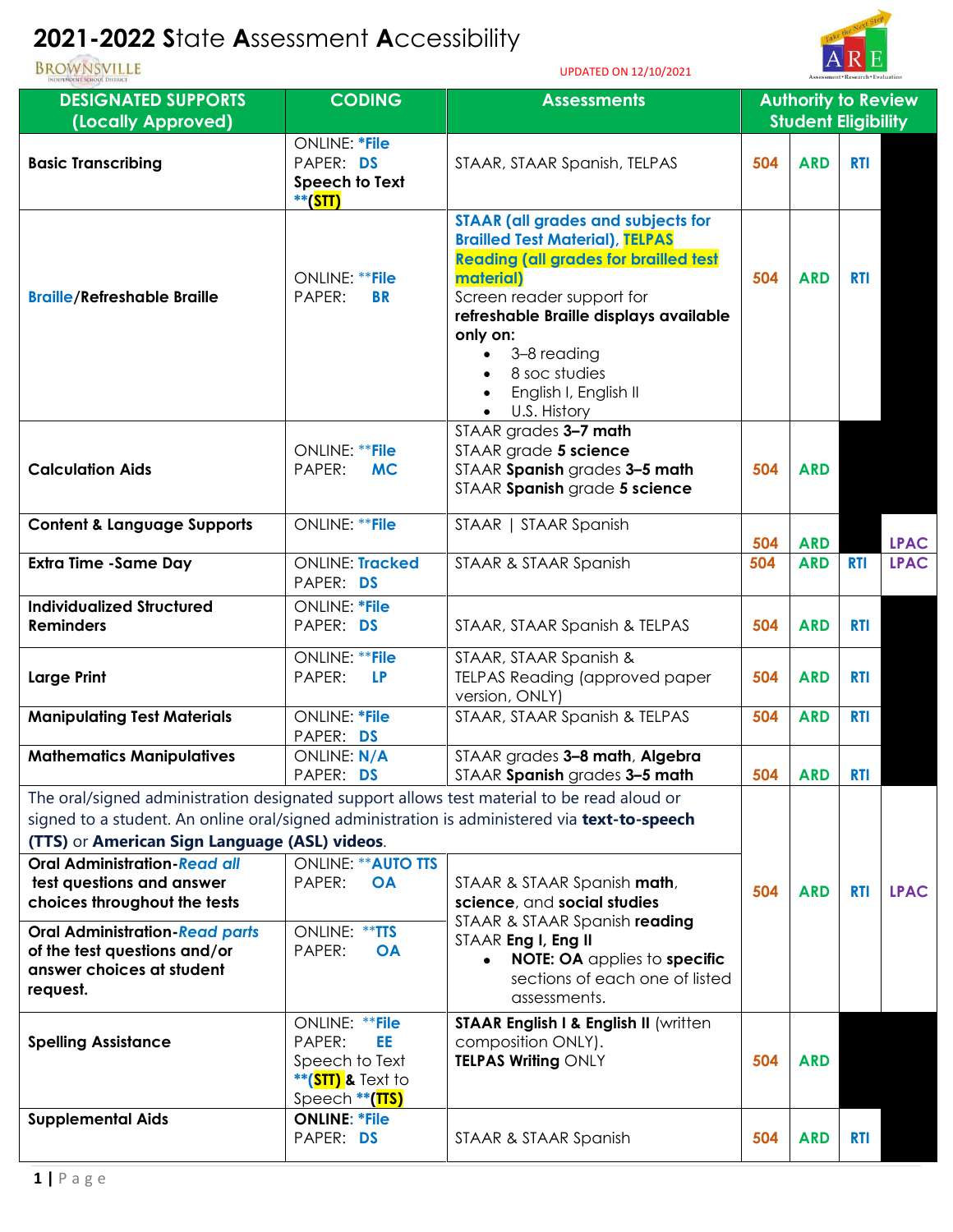# 2021-2022 State Assessment Accessibility

BROWNSVILLE INDEPENDENT SCHOOL DISTRICT

UPDATED ON 12/10/2021

| DESIGNATED SUPPORTS (Locally Approved) | CODING | Assessments | Authority to Review Student Eligibility | | | |
|---|---|---|---|---|---|---|
| **Basic Transcribing** | ONLINE: ***File**<br>PAPER: **DS**<br>**Speech to Text** **(STT)** | STAAR, STAAR Spanish, TELPAS | 504 | ARD | RTI | |
| **Braille/Refreshable Braille** | ONLINE: ****File**<br>PAPER: **BR** | **STAAR (all grades and subjects for Brailled Test Material), TELPAS Reading (all grades for brailled test material)**<br>Screen reader support for **refreshable Braille displays available only on:**<br>• 3–8 reading<br>• 8 soc studies<br>• English I, English II<br>• U.S. History | 504 | ARD | RTI | |
| **Calculation Aids** | ONLINE: ****File**<br>PAPER: **MC** | STAAR grades **3–7 math**<br>STAAR grade **5 science**<br>STAAR **Spanish** grades **3–5 math**<br>STAAR **Spanish** grade **5 science** | 504 | ARD | | |
| **Content & Language Supports** | ONLINE: ****File** | STAAR \| STAAR Spanish | 504 | ARD | | LPAC |
| **Extra Time -Same Day** | ONLINE: **Tracked**<br>PAPER: **DS** | STAAR & STAAR Spanish | 504 | ARD | RTI | LPAC |
| **Individualized Structured Reminders** | ONLINE: ***File**<br>PAPER: **DS** | STAAR, STAAR Spanish & TELPAS | 504 | ARD | RTI | |
| **Large Print** | ONLINE: ****File**<br>PAPER: **LP** | STAAR, STAAR Spanish & TELPAS Reading (approved paper version, ONLY) | 504 | ARD | RTI | |
| **Manipulating Test Materials** | ONLINE: ***File**<br>PAPER: **DS** | STAAR, STAAR Spanish & TELPAS | 504 | ARD | RTI | |
| **Mathematics Manipulatives** | ONLINE: **N/A**<br>PAPER: **DS** | STAAR grades **3–8 math**, **Algebra**<br>STAAR **Spanish** grades **3–5 math** | 504 | ARD | RTI | |
| The oral/signed administration designated support allows test material to be read aloud or signed to a student. An online oral/signed administration is administered via **text-to-speech (TTS)** or **American Sign Language (ASL) videos**. | | | 504 | ARD | RTI | LPAC |
| **Oral Administration-*Read all* test questions and answer choices throughout the tests** | ONLINE: ****AUTO TTS**<br>PAPER: **OA** | STAAR & STAAR Spanish **math**, **science**, and **social studies**<br>STAAR & STAAR Spanish **reading**<br>STAAR **Eng I, Eng II**<br>• **NOTE: OA** applies to **specific** sections of each one of listed assessments. | | | | |
| **Oral Administration-*Read parts* of the test questions and/or answer choices at student request.** | ONLINE: ****TTS**<br>PAPER: **OA** | | | | | |
| **Spelling Assistance** | ONLINE: ****File**<br>PAPER: **EE**<br>Speech to Text ****(STT)** & Text to Speech ****(TTS)** | **STAAR English I & English II** (written composition ONLY).<br>**TELPAS Writing** ONLY | 504 | ARD | | |
| **Supplemental Aids** | **ONLINE: *File**<br>PAPER: **DS** | STAAR & STAAR Spanish | 504 | ARD | RTI | |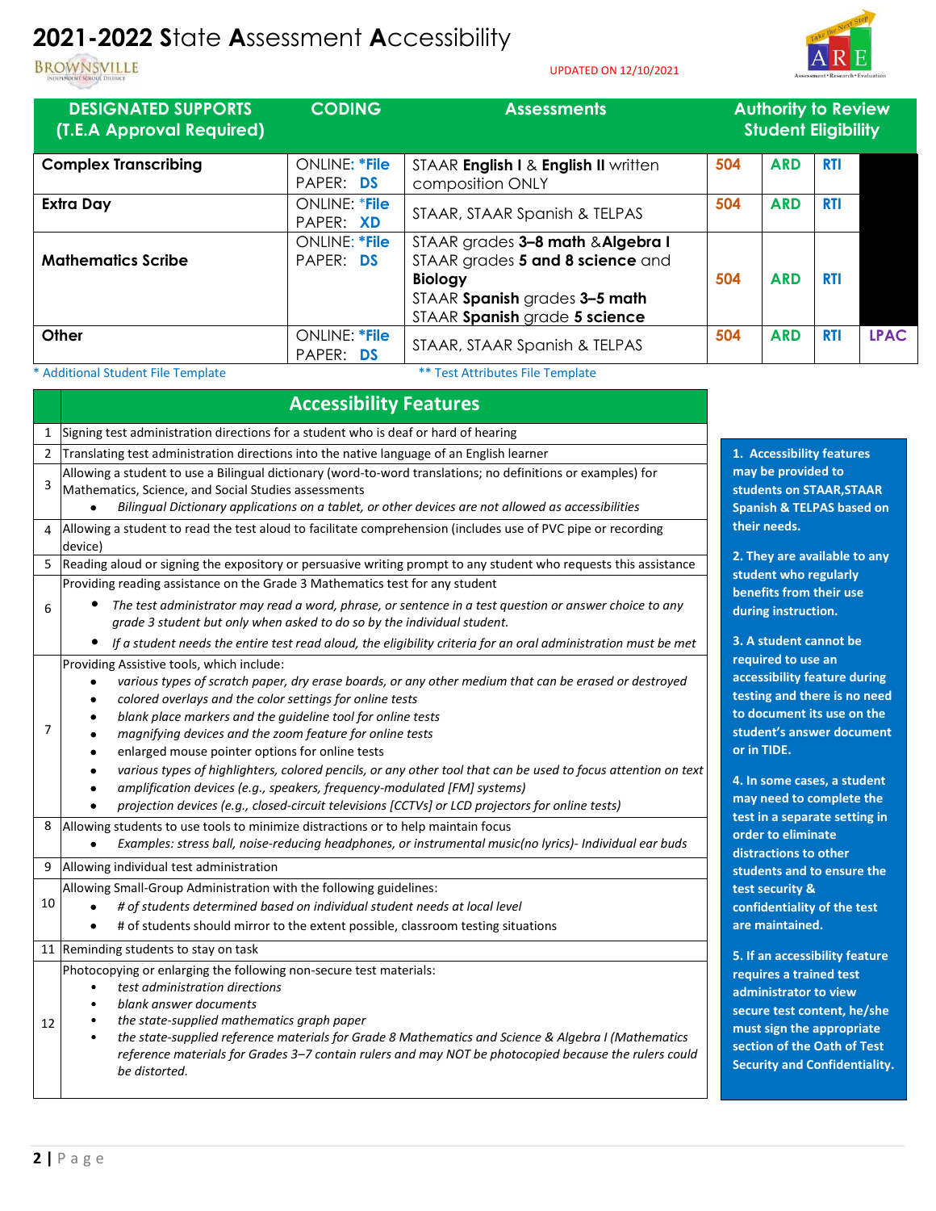# 2021-2022 State Assessment Accessibility

BROWNSVILLE INDEPENDENT SCHOOL DISTRICT

UPDATED ON 12/10/2021

| DESIGNATED SUPPORTS (T.E.A Approval Required) | CODING | Assessments | Authority to Review Student Eligibility | | | |
|---|---|---|---|---|---|---|
| **Complex Transcribing** | ONLINE: ***File**<br>PAPER: **DS** | STAAR **English I** & **English II** written composition ONLY | **504** | **ARD** | **RTI** | |
| **Extra Day** | ONLINE: ***File**<br>PAPER: **XD** | STAAR, STAAR Spanish & TELPAS | **504** | **ARD** | **RTI** | |
| **Mathematics Scribe** | ONLINE: ***File**<br>PAPER: **DS** | STAAR grades **3–8 math** &**Algebra I**<br>STAAR grades **5 and 8 science** and **Biology**<br>STAAR **Spanish** grades **3–5 math**<br>STAAR **Spanish** grade **5 science** | **504** | **ARD** | **RTI** | |
| **Other** | ONLINE: ***File**<br>PAPER: **DS** | STAAR, STAAR Spanish & TELPAS | **504** | **ARD** | **RTI** | **LPAC** |

\* Additional Student File Template ** Test Attributes File Template

| | Accessibility Features |
|---|---|
| 1 | Signing test administration directions for a student who is deaf or hard of hearing |
| 2 | Translating test administration directions into the native language of an English learner |
| 3 | Allowing a student to use a Bilingual dictionary (word-to-word translations; no definitions or examples) for Mathematics, Science, and Social Studies assessments<br>• *Bilingual Dictionary applications on a tablet, or other devices are not allowed as accessibilities* |
| 4 | Allowing a student to read the test aloud to facilitate comprehension (includes use of PVC pipe or recording device) |
| 5 | Reading aloud or signing the expository or persuasive writing prompt to any student who requests this assistance |
| 6 | Providing reading assistance on the Grade 3 Mathematics test for any student<br>• *The test administrator may read a word, phrase, or sentence in a test question or answer choice to any grade 3 student but only when asked to do so by the individual student.*<br>• *If a student needs the entire test read aloud, the eligibility criteria for an oral administration must be met* |
| 7 | Providing Assistive tools, which include:<br>• *various types of scratch paper, dry erase boards, or any other medium that can be erased or destroyed*<br>• *colored overlays and the color settings for online tests*<br>• *blank place markers and the guideline tool for online tests*<br>• *magnifying devices and the zoom feature for online tests*<br>• enlarged mouse pointer options for online tests<br>• *various types of highlighters, colored pencils, or any other tool that can be used to focus attention on text*<br>• *amplification devices (e.g., speakers, frequency-modulated [FM] systems)*<br>• *projection devices (e.g., closed-circuit televisions [CCTVs] or LCD projectors for online tests)* |
| 8 | Allowing students to use tools to minimize distractions or to help maintain focus<br>• *Examples: stress ball, noise-reducing headphones, or instrumental music(no lyrics)- Individual ear buds* |
| 9 | Allowing individual test administration |
| 10 | Allowing Small-Group Administration with the following guidelines:<br>• *# of students determined based on individual student needs at local level*<br>• # of students should mirror to the extent possible, classroom testing situations |
| 11 | Reminding students to stay on task |
| 12 | Photocopying or enlarging the following non-secure test materials:<br>• *test administration directions*<br>• *blank answer documents*<br>• *the state-supplied mathematics graph paper*<br>• *the state-supplied reference materials for Grade 8 Mathematics and Science & Algebra I (Mathematics reference materials for Grades 3–7 contain rulers and may NOT be photocopied because the rulers could be distorted.* |

**1. Accessibility features may be provided to students on STAAR,STAAR Spanish & TELPAS based on their needs.**

**2. They are available to any student who regularly benefits from their use during instruction.**

**3. A student cannot be required to use an accessibility feature during testing and there is no need to document its use on the student's answer document or in TIDE.**

**4. In some cases, a student may need to complete the test in a separate setting in order to eliminate distractions to other students and to ensure the test security & confidentiality of the test are maintained.**

**5. If an accessibility feature requires a trained test administrator to view secure test content, he/she must sign the appropriate section of the Oath of Test Security and Confidentiality.**